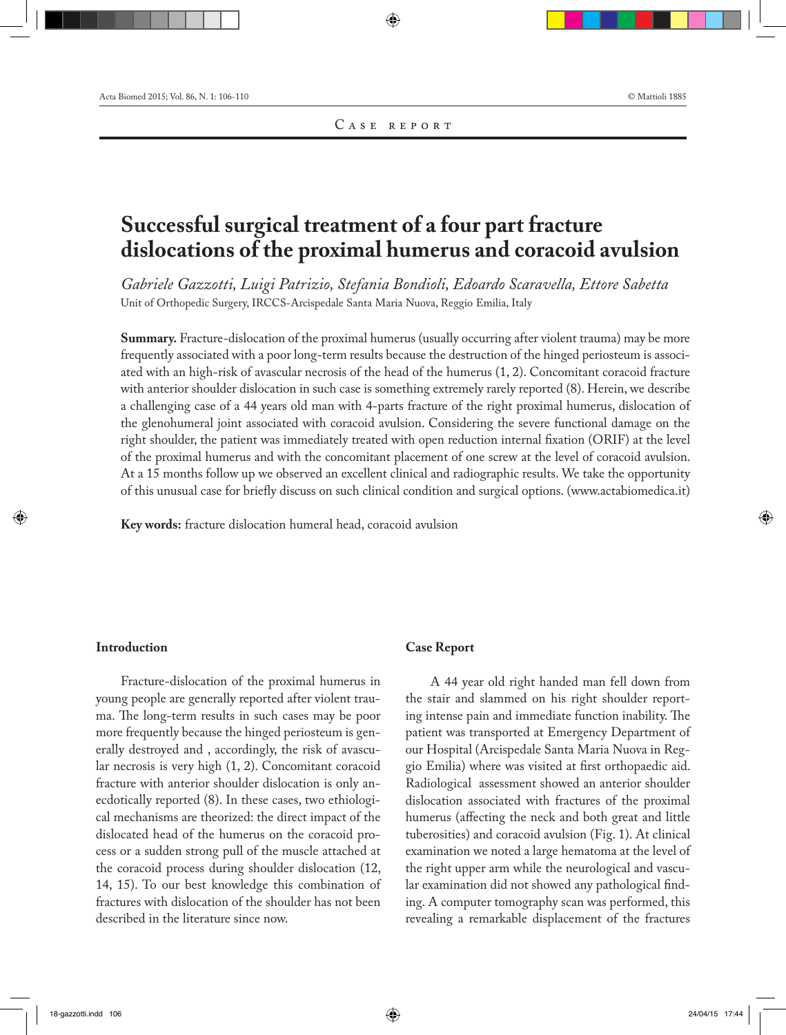Case report

# Successful surgical treatment of a four part fracture dislocations of the proximal humerus and coracoid avulsion

*Gabriele Gazzotti, Luigi Patrizio, Stefania Bondioli, Edoardo Scaravella, Ettore Sabetta*

Unit of Orthopedic Surgery, IRCCS-Arcispedale Santa Maria Nuova, Reggio Emilia, Italy

**Summary.** Fracture-dislocation of the proximal humerus (usually occurring after violent trauma) may be more frequently associated with a poor long-term results because the destruction of the hinged periosteum is associated with an high-risk of avascular necrosis of the head of the humerus (1, 2). Concomitant coracoid fracture with anterior shoulder dislocation in such case is something extremely rarely reported (8). Herein, we describe a challenging case of a 44 years old man with 4-parts fracture of the right proximal humerus, dislocation of the glenohumeral joint associated with coracoid avulsion. Considering the severe functional damage on the right shoulder, the patient was immediately treated with open reduction internal fixation (ORIF) at the level of the proximal humerus and with the concomitant placement of one screw at the level of coracoid avulsion. At a 15 months follow up we observed an excellent clinical and radiographic results. We take the opportunity of this unusual case for briefly discuss on such clinical condition and surgical options. (www.actabiomedica.it)

**Key words:** fracture dislocation humeral head, coracoid avulsion

## Introduction

Fracture-dislocation of the proximal humerus in young people are generally reported after violent trauma. The long-term results in such cases may be poor more frequently because the hinged periosteum is generally destroyed and , accordingly, the risk of avascular necrosis is very high (1, 2). Concomitant coracoid fracture with anterior shoulder dislocation is only anecdotically reported (8). In these cases, two ethiological mechanisms are theorized: the direct impact of the dislocated head of the humerus on the coracoid process or a sudden strong pull of the muscle attached at the coracoid process during shoulder dislocation (12, 14, 15). To our best knowledge this combination of fractures with dislocation of the shoulder has not been described in the literature since now.

## Case Report

A 44 year old right handed man fell down from the stair and slammed on his right shoulder reporting intense pain and immediate function inability. The patient was transported at Emergency Department of our Hospital (Arcispedale Santa Maria Nuova in Reggio Emilia) where was visited at first orthopaedic aid. Radiological assessment showed an anterior shoulder dislocation associated with fractures of the proximal humerus (affecting the neck and both great and little tuberosities) and coracoid avulsion (Fig. 1). At clinical examination we noted a large hematoma at the level of the right upper arm while the neurological and vascular examination did not showed any pathological finding. A computer tomography scan was performed, this revealing a remarkable displacement of the fractures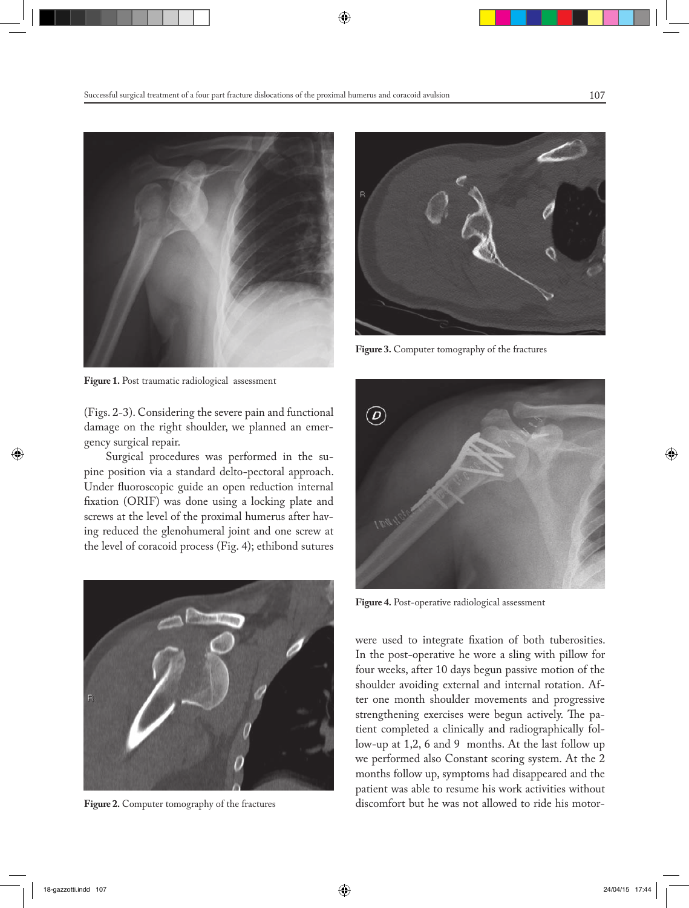Figure 1. Post traumatic radiological assessment

(Figs. 2-3). Considering the severe pain and functional damage on the right shoulder, we planned an emergency surgical repair.

Surgical procedures was performed in the supine position via a standard delto-pectoral approach. Under fluoroscopic guide an open reduction internal fixation (ORIF) was done using a locking plate and screws at the level of the proximal humerus after having reduced the glenohumeral joint and one screw at the level of coracoid process (Fig. 4); ethibond sutures were used to integrate fixation of both tuberosities. In the post-operative he wore a sling with pillow for four weeks, after 10 days begun passive motion of the shoulder avoiding external and internal rotation. After one month shoulder movements and progressive strengthening exercises were begun actively. The patient completed a clinically and radiographically follow-up at 1,2, 6 and 9 months. At the last follow up we performed also Constant scoring system. At the 2 months follow up, symptoms had disappeared and the patient was able to resume his work activities without discomfort but he was not allowed to ride his motor-

Figure 2. Computer tomography of the fractures

Figure 3. Computer tomography of the fractures

Figure 4. Post-operative radiological assessment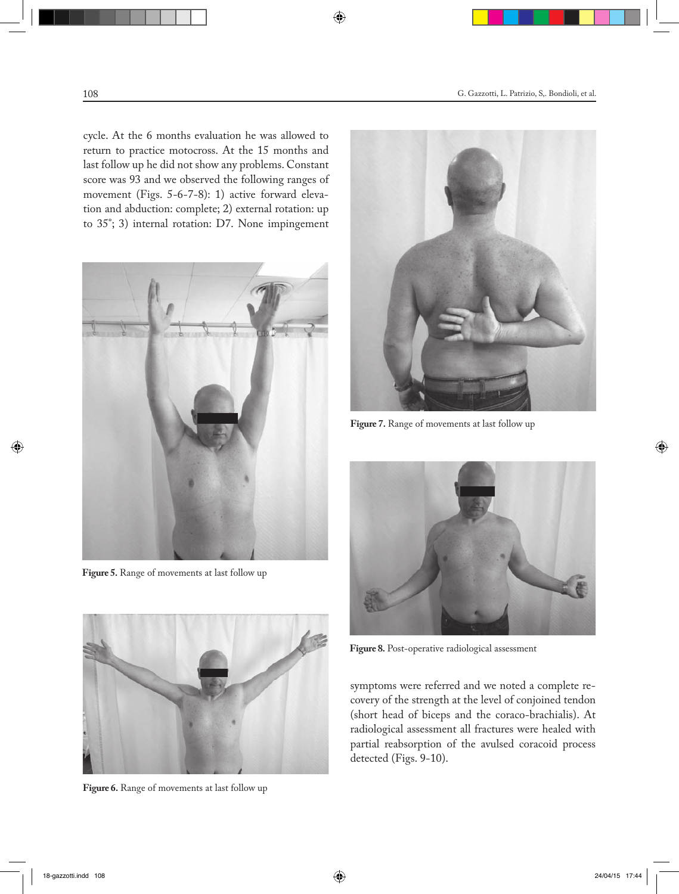cycle. At the 6 months evaluation he was allowed to return to practice motocross. At the 15 months and last follow up he did not show any problems. Constant score was 93 and we observed the following ranges of movement (Figs. 5-6-7-8): 1) active forward elevation and abduction: complete; 2) external rotation: up to 35°; 3) internal rotation: D7. None impingement symptoms were referred and we noted a complete recovery of the strength at the level of conjoined tendon (short head of biceps and the coraco-brachialis). At radiological assessment all fractures were healed with partial reabsorption of the avulsed coracoid process detected (Figs. 9-10).

**Figure 5.** Range of movements at last follow up

**Figure 6.** Range of movements at last follow up

**Figure 7.** Range of movements at last follow up

**Figure 8.** Post-operative radiological assessment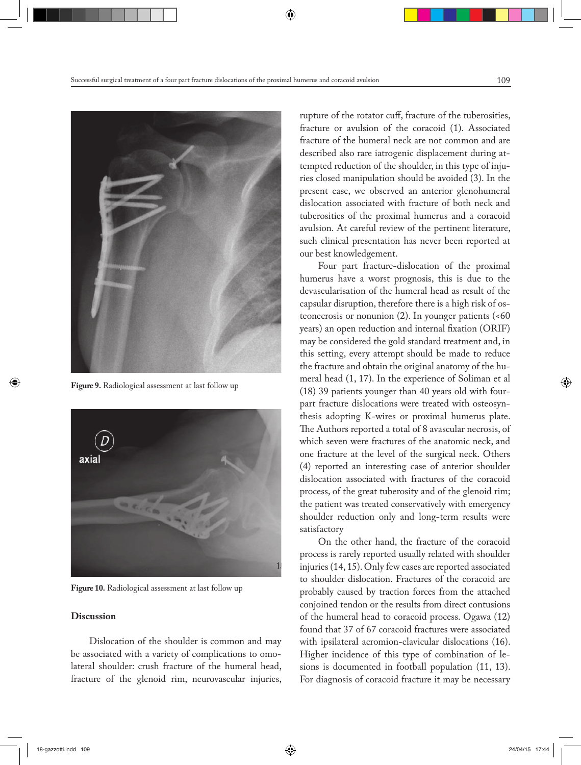Figure 9. Radiological assessment at last follow up

Figure 10. Radiological assessment at last follow up

## Discussion

Dislocation of the shoulder is common and may be associated with a variety of complications to omolateral shoulder: crush fracture of the humeral head, fracture of the glenoid rim, neurovascular injuries, rupture of the rotator cuff, fracture of the tuberosities, fracture or avulsion of the coracoid (1). Associated fracture of the humeral neck are not common and are described also rare iatrogenic displacement during attempted reduction of the shoulder, in this type of injuries closed manipulation should be avoided (3). In the present case, we observed an anterior glenohumeral dislocation associated with fracture of both neck and tuberosities of the proximal humerus and a coracoid avulsion. At careful review of the pertinent literature, such clinical presentation has never been reported at our best knowledgement.

Four part fracture-dislocation of the proximal humerus have a worst prognosis, this is due to the devascularisation of the humeral head as result of the capsular disruption, therefore there is a high risk of osteonecrosis or nonunion (2). In younger patients (<60 years) an open reduction and internal fixation (ORIF) may be considered the gold standard treatment and, in this setting, every attempt should be made to reduce the fracture and obtain the original anatomy of the humeral head (1, 17). In the experience of Soliman et al (18) 39 patients younger than 40 years old with four-part fracture dislocations were treated with osteosynthesis adopting K-wires or proximal humerus plate. The Authors reported a total of 8 avascular necrosis, of which seven were fractures of the anatomic neck, and one fracture at the level of the surgical neck. Others (4) reported an interesting case of anterior shoulder dislocation associated with fractures of the coracoid process, of the great tuberosity and of the glenoid rim; the patient was treated conservatively with emergency shoulder reduction only and long-term results were satisfactory

On the other hand, the fracture of the coracoid process is rarely reported usually related with shoulder injuries (14, 15). Only few cases are reported associated to shoulder dislocation. Fractures of the coracoid are probably caused by traction forces from the attached conjoined tendon or the results from direct contusions of the humeral head to coracoid process. Ogawa (12) found that 37 of 67 coracoid fractures were associated with ipsilateral acromion-clavicular dislocations (16). Higher incidence of this type of combination of lesions is documented in football population (11, 13). For diagnosis of coracoid fracture it may be necessary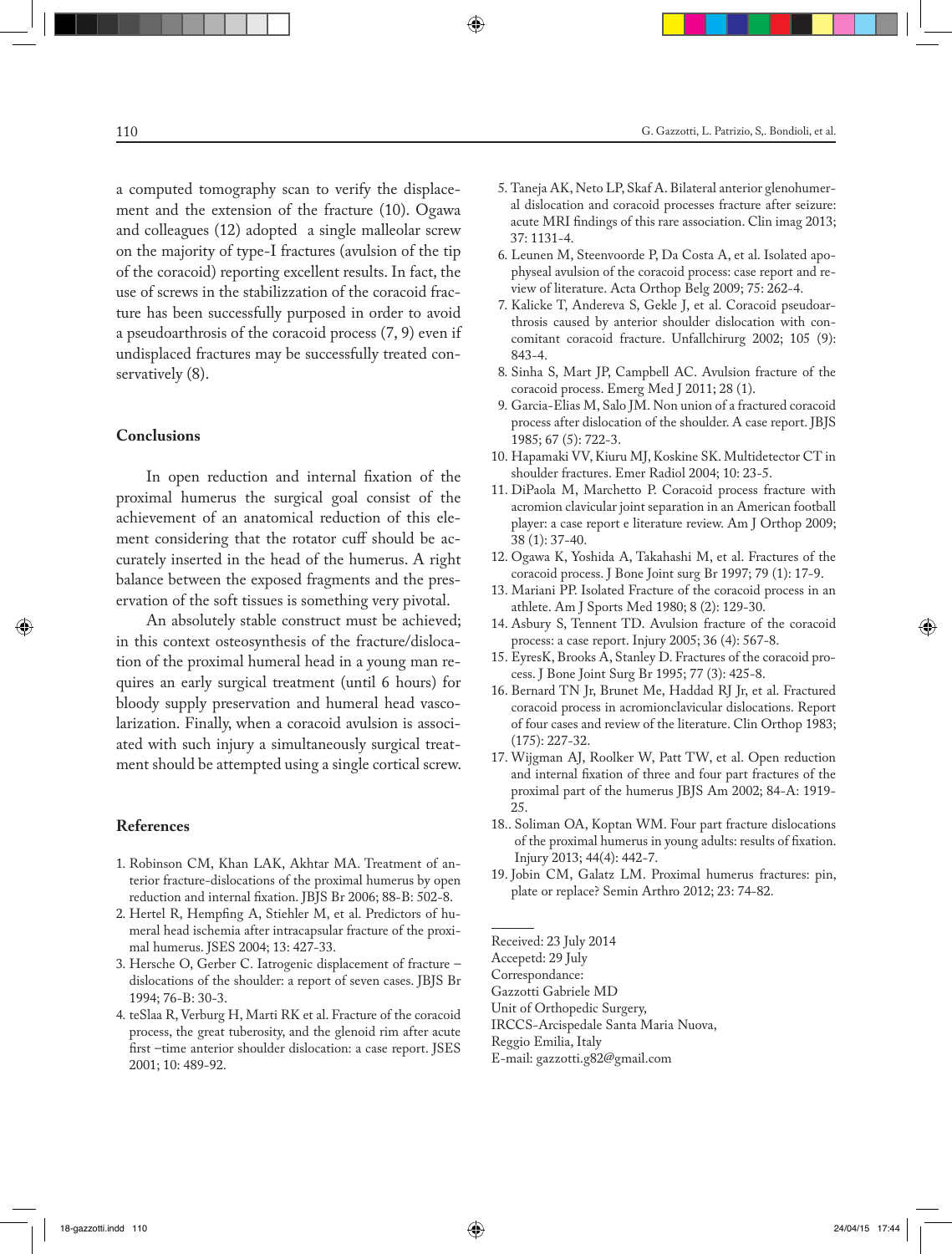a computed tomography scan to verify the displacement and the extension of the fracture (10). Ogawa and colleagues (12) adopted a single malleolar screw on the majority of type-I fractures (avulsion of the tip of the coracoid) reporting excellent results. In fact, the use of screws in the stabilizzation of the coracoid fracture has been successfully purposed in order to avoid a pseudoarthrosis of the coracoid process (7, 9) even if undisplaced fractures may be successfully treated conservatively (8).

## Conclusions

In open reduction and internal fixation of the proximal humerus the surgical goal consist of the achievement of an anatomical reduction of this element considering that the rotator cuff should be accurately inserted in the head of the humerus. A right balance between the exposed fragments and the preservation of the soft tissues is something very pivotal.

An absolutely stable construct must be achieved; in this context osteosynthesis of the fracture/dislocation of the proximal humeral head in a young man requires an early surgical treatment (until 6 hours) for bloody supply preservation and humeral head vascolarization. Finally, when a coracoid avulsion is associated with such injury a simultaneously surgical treatment should be attempted using a single cortical screw.

## References

1. Robinson CM, Khan LAK, Akhtar MA. Treatment of anterior fracture-dislocations of the proximal humerus by open reduction and internal fixation. JBJS Br 2006; 88-B: 502-8.
2. Hertel R, Hempfing A, Stiehler M, et al. Predictors of humeral head ischemia after intracapsular fracture of the proximal humerus. JSES 2004; 13: 427-33.
3. Hersche O, Gerber C. Iatrogenic displacement of fracture – dislocations of the shoulder: a report of seven cases. JBJS Br 1994; 76-B: 30-3.
4. teSlaa R, Verburg H, Marti RK et al. Fracture of the coracoid process, the great tuberosity, and the glenoid rim after acute first –time anterior shoulder dislocation: a case report. JSES 2001; 10: 489-92.
5. Taneja AK, Neto LP, Skaf A. Bilateral anterior glenohumeral dislocation and coracoid processes fracture after seizure: acute MRI findings of this rare association. Clin imag 2013; 37: 1131-4.
6. Leunen M, Steenvoorde P, Da Costa A, et al. Isolated apophyseal avulsion of the coracoid process: case report and review of literature. Acta Orthop Belg 2009; 75: 262-4.
7. Kalicke T, Andereva S, Gekle J, et al. Coracoid pseudoarthrosis caused by anterior shoulder dislocation with concomitant coracoid fracture. Unfallchirurg 2002; 105 (9): 843-4.
8. Sinha S, Mart JP, Campbell AC. Avulsion fracture of the coracoid process. Emerg Med J 2011; 28 (1).
9. Garcia-Elias M, Salo JM. Non union of a fractured coracoid process after dislocation of the shoulder. A case report. JBJS 1985; 67 (5): 722-3.
10. Hapamaki VV, Kiuru MJ, Koskine SK. Multidetector CT in shoulder fractures. Emer Radiol 2004; 10: 23-5.
11. DiPaola M, Marchetto P. Coracoid process fracture with acromion clavicular joint separation in an American football player: a case report e literature review. Am J Orthop 2009; 38 (1): 37-40.
12. Ogawa K, Yoshida A, Takahashi M, et al. Fractures of the coracoid process. J Bone Joint surg Br 1997; 79 (1): 17-9.
13. Mariani PP. Isolated Fracture of the coracoid process in an athlete. Am J Sports Med 1980; 8 (2): 129-30.
14. Asbury S, Tennent TD. Avulsion fracture of the coracoid process: a case report. Injury 2005; 36 (4): 567-8.
15. EyresK, Brooks A, Stanley D. Fractures of the coracoid process. J Bone Joint Surg Br 1995; 77 (3): 425-8.
16. Bernard TN Jr, Brunet Me, Haddad RJ Jr, et al. Fractured coracoid process in acromionclavicular dislocations. Report of four cases and review of the literature. Clin Orthop 1983; (175): 227-32.
17. Wijgman AJ, Roolker W, Patt TW, et al. Open reduction and internal fixation of three and four part fractures of the proximal part of the humerus JBJS Am 2002; 84-A: 1919-25.
18. Soliman OA, Koptan WM. Four part fracture dislocations of the proximal humerus in young adults: results of fixation. Injury 2013; 44(4): 442-7.
19. Jobin CM, Galatz LM. Proximal humerus fractures: pin, plate or replace? Semin Arthro 2012; 23: 74-82.

---

Received: 23 July 2014
Accepetd: 29 July
Correspondance:
Gazzotti Gabriele MD
Unit of Orthopedic Surgery,
IRCCS-Arcispedale Santa Maria Nuova,
Reggio Emilia, Italy
E-mail: gazzotti.g82@gmail.com